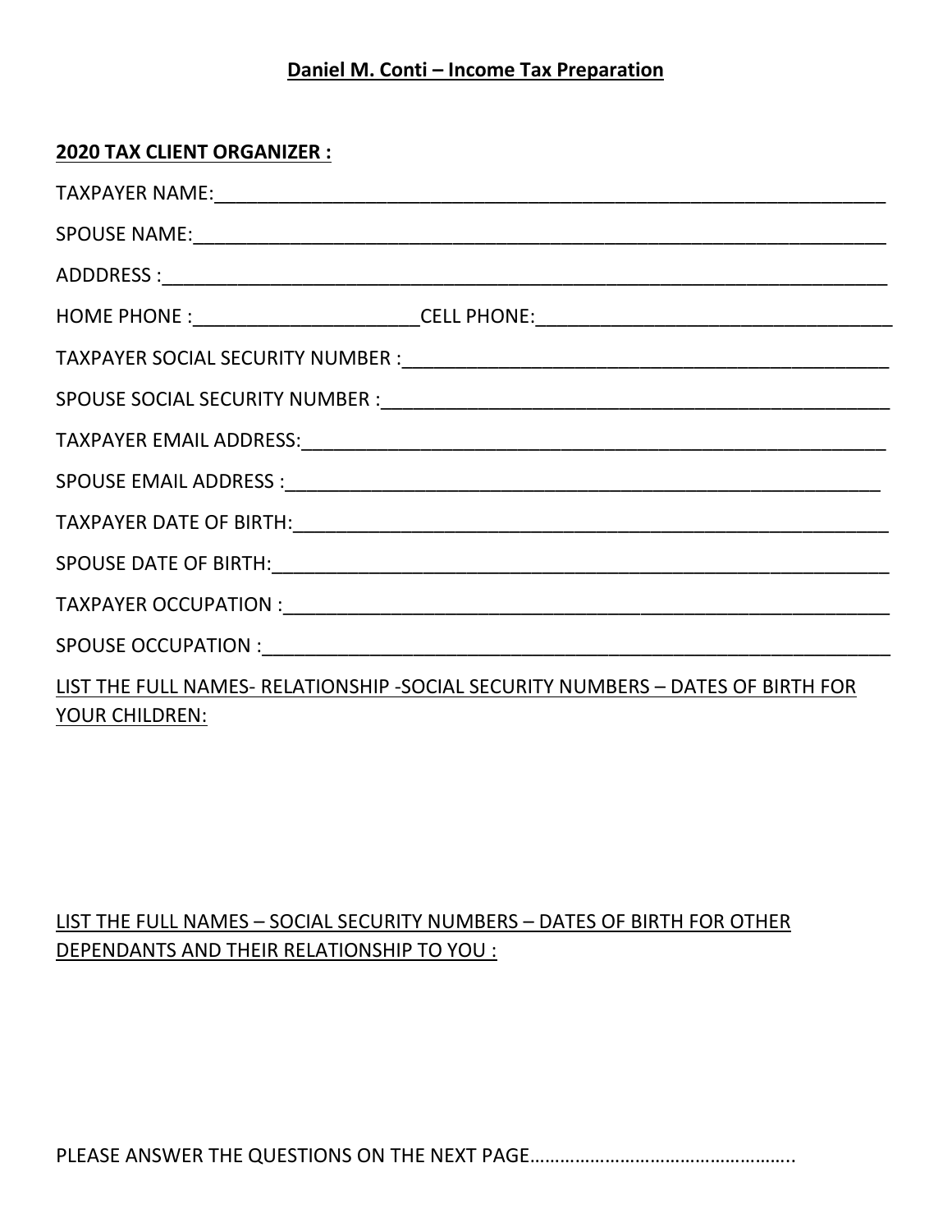**Daniel M. Conti – Income Tax Preparation**

**2020 TAX CLIENT ORGANIZER :**

TAXPAYER NAME:_______________________________________________________________

SPOUSE NAME:_________________________________________________________________

ADDDRESS :____________________________________________________________________

HOME PHONE :_____________________CELL PHONE:__________________________________

TAXPAYER SOCIAL SECURITY NUMBER :____________________________________________

SPOUSE SOCIAL SECURITY NUMBER :______________________________________________

TAXPAYER EMAIL ADDRESS:_____________________________________________________

SPOUSE EMAIL ADDRESS :______________________________________________________

TAXPAYER DATE OF BIRTH:____________________________________________________

SPOUSE DATE OF BIRTH:_______________________________________________________

TAXPAYER OCCUPATION :______________________________________________________

SPOUSE OCCUPATION :_________________________________________________________

<u>LIST THE FULL NAMES- RELATIONSHIP -SOCIAL SECURITY NUMBERS – DATES OF BIRTH FOR YOUR CHILDREN:</u>

<u>LIST THE FULL NAMES – SOCIAL SECURITY NUMBERS – DATES OF BIRTH FOR OTHER DEPENDANTS AND THEIR RELATIONSHIP TO YOU :</u>

PLEASE ANSWER THE QUESTIONS ON THE NEXT PAGE…………………………………………..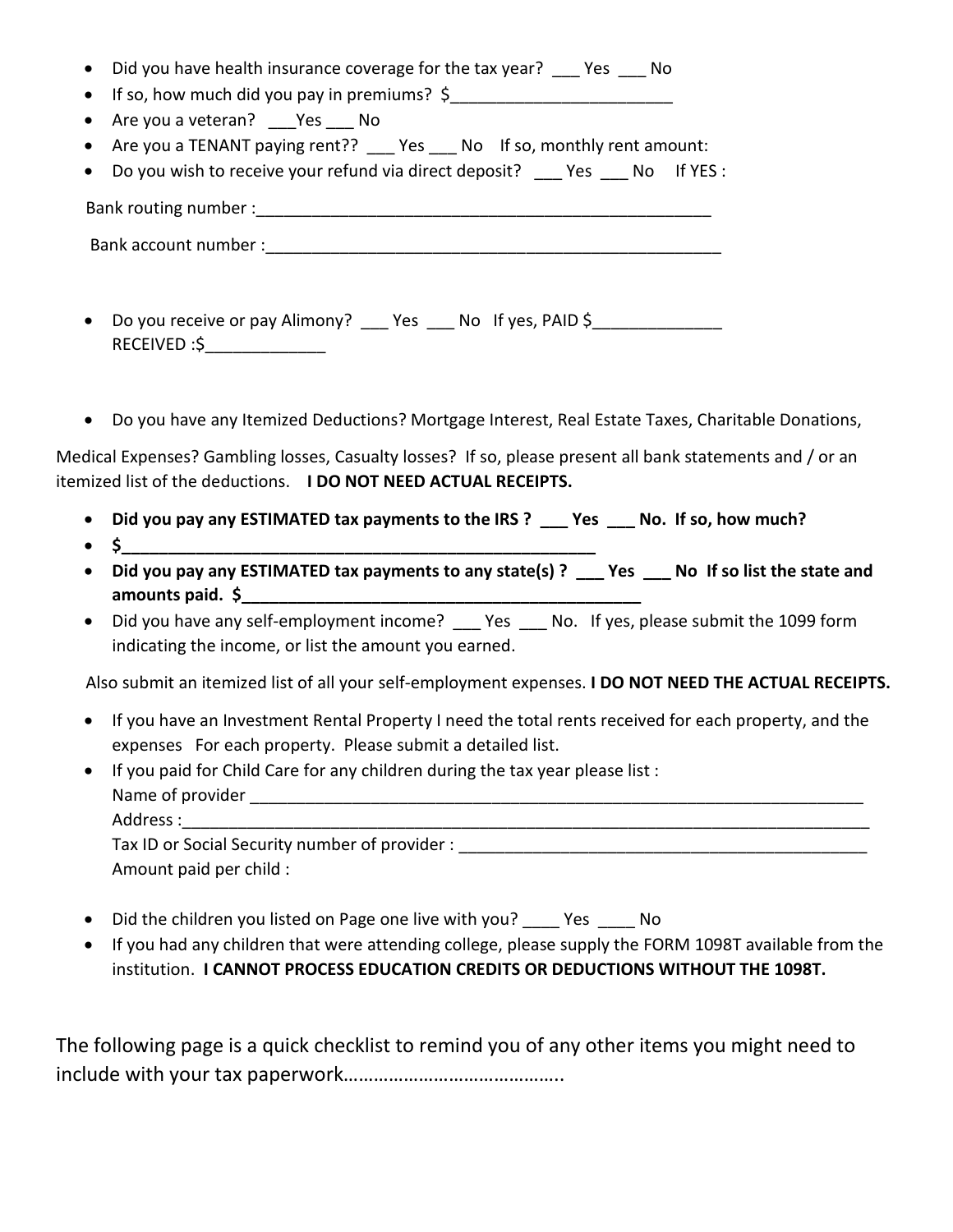- Did you have health insurance coverage for the tax year? ___ Yes ___ No
- If so, how much did you pay in premiums? $________________________
- Are you a veteran? ___Yes ___ No
- Are you a TENANT paying rent?? ___ Yes ___ No If so, monthly rent amount:
- Do you wish to receive your refund via direct deposit? ___ Yes ___ No If YES :

Bank routing number :_________________________________________________

Bank account number :_________________________________________________

- Do you receive or pay Alimony? ___ Yes ___ No If yes, PAID $______________
  RECEIVED :$_____________

- Do you have any Itemized Deductions? Mortgage Interest, Real Estate Taxes, Charitable Donations,

Medical Expenses? Gambling losses, Casualty losses? If so, please present all bank statements and / or an itemized list of the deductions. **I DO NOT NEED ACTUAL RECEIPTS.**

- **Did you pay any ESTIMATED tax payments to the IRS ? ___ Yes ___ No. If so, how much?**
- **$_____________________________________________________**
- **Did you pay any ESTIMATED tax payments to any state(s) ? ___ Yes ___ No If so list the state and amounts paid. $_____________________________________________**
- Did you have any self-employment income? ___ Yes ___ No. If yes, please submit the 1099 form indicating the income, or list the amount you earned.

Also submit an itemized list of all your self-employment expenses. **I DO NOT NEED THE ACTUAL RECEIPTS.**

- If you have an Investment Rental Property I need the total rents received for each property, and the expenses For each property. Please submit a detailed list.
- If you paid for Child Care for any children during the tax year please list :
  Name of provider ______________________________________________________________________
  Address :_____________________________________________________________________________
  Tax ID or Social Security number of provider : ______________________________________________
  Amount paid per child :

- Did the children you listed on Page one live with you? ____ Yes ____ No
- If you had any children that were attending college, please supply the FORM 1098T available from the institution. **I CANNOT PROCESS EDUCATION CREDITS OR DEDUCTIONS WITHOUT THE 1098T.**

The following page is a quick checklist to remind you of any other items you might need to include with your tax paperwork…………………………………….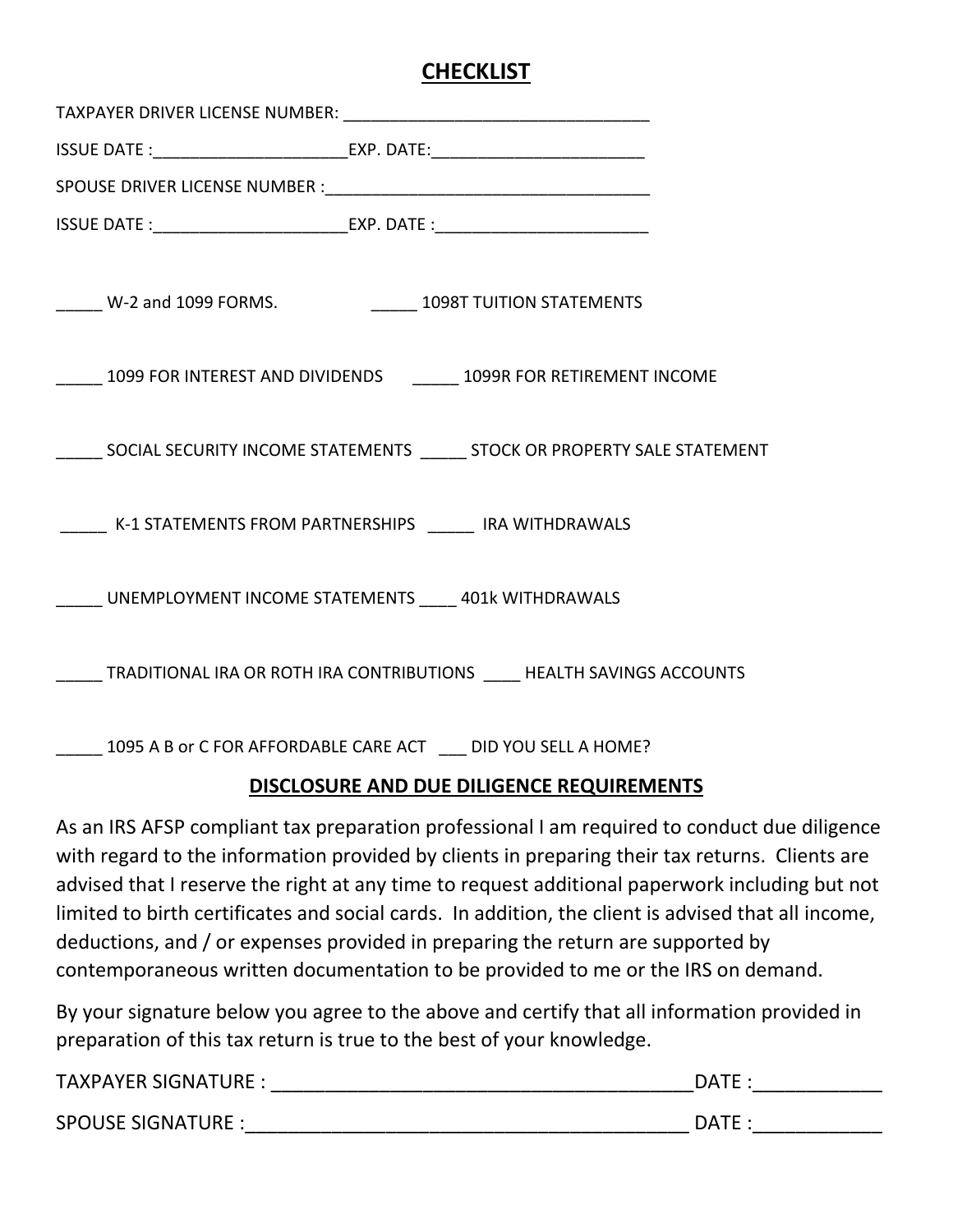## CHECKLIST

TAXPAYER DRIVER LICENSE NUMBER: ________________________________

ISSUE DATE :____________________EXP. DATE:______________________

SPOUSE DRIVER LICENSE NUMBER :___________________________________

ISSUE DATE :_____________________EXP. DATE :______________________

_____ W-2 and 1099 FORMS.

_____ 1098T TUITION STATEMENTS

_____ 1099 FOR INTEREST AND DIVIDENDS

_____ 1099R FOR RETIREMENT INCOME

_____ SOCIAL SECURITY INCOME STATEMENTS

_____ STOCK OR PROPERTY SALE STATEMENT

_____ K-1 STATEMENTS FROM PARTNERSHIPS

_____ IRA WITHDRAWALS

_____ UNEMPLOYMENT INCOME STATEMENTS

____ 401k WITHDRAWALS

_____ TRADITIONAL IRA OR ROTH IRA CONTRIBUTIONS

____ HEALTH SAVINGS ACCOUNTS

_____ 1095 A B or C FOR AFFORDABLE CARE ACT

___ DID YOU SELL A HOME?

## DISCLOSURE AND DUE DILIGENCE REQUIREMENTS

As an IRS AFSP compliant tax preparation professional I am required to conduct due diligence with regard to the information provided by clients in preparing their tax returns. Clients are advised that I reserve the right at any time to request additional paperwork including but not limited to birth certificates and social cards. In addition, the client is advised that all income, deductions, and / or expenses provided in preparing the return are supported by contemporaneous written documentation to be provided to me or the IRS on demand.

By your signature below you agree to the above and certify that all information provided in preparation of this tax return is true to the best of your knowledge.

TAXPAYER SIGNATURE : _____________________________________DATE :___________

SPOUSE SIGNATURE :_______________________________________ DATE :___________